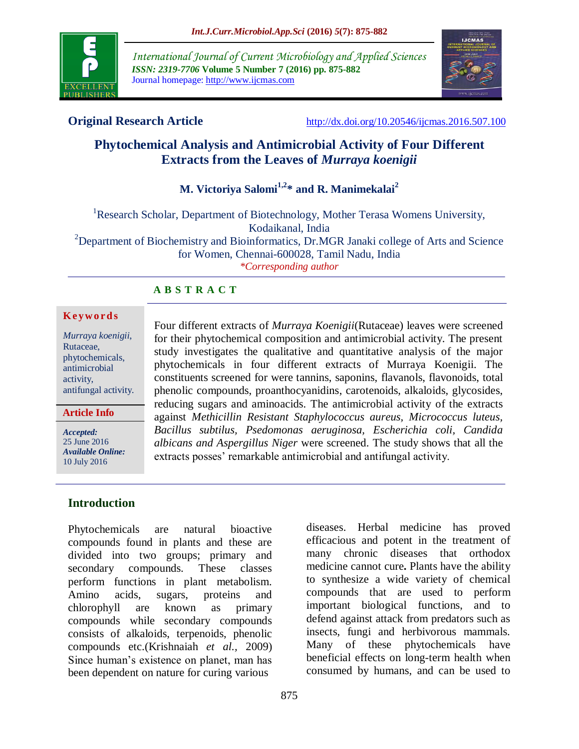**Original Research Article**

http://dx.doi.org/10.20546/ijcmas.2016.507.100

# Phytochemical Analysis and Antimicrobial Activity of Four Different Extracts from the Leaves of *Murraya koenigii*

**M. Victoriya Salomi[1,2]* and R. Manimekalai[2]**

[1]Research Scholar, Department of Biotechnology, Mother Terasa Womens University, Kodaikanal, India

[2]Department of Biochemistry and Bioinformatics, Dr.MGR Janaki college of Arts and Science for Women, Chennai-600028, Tamil Nadu, India

*\*Corresponding author*

## ABSTRACT

**Keywords**

*Murraya koenigii*, Rutaceae, phytochemicals, antimicrobial activity, antifungal activity.

**Article Info**

*Accepted:* 25 June 2016
*Available Online:* 10 July 2016

Four different extracts of *Murraya Koenigii*(Rutaceae) leaves were screened for their phytochemical composition and antimicrobial activity. The present study investigates the qualitative and quantitative analysis of the major phytochemicals in four different extracts of Murraya Koenigii. The constituents screened for were tannins, saponins, flavanols, flavonoids, total phenolic compounds, proanthocyanidins, carotenoids, alkaloids, glycosides, reducing sugars and aminoacids. The antimicrobial activity of the extracts against *Methicillin Resistant Staphylococcus aureus, Micrococcus luteus, Bacillus subtilus, Psedomonas aeruginosa, Escherichia coli, Candida albicans and Aspergillus Niger* were screened. The study shows that all the extracts posses' remarkable antimicrobial and antifungal activity.

## Introduction

Phytochemicals are natural bioactive compounds found in plants and these are divided into two groups; primary and secondary compounds. These classes perform functions in plant metabolism. Amino acids, sugars, proteins and chlorophyll are known as primary compounds while secondary compounds consists of alkaloids, terpenoids, phenolic compounds etc.(Krishnaiah *et al.,* 2009) Since human's existence on planet, man has been dependent on nature for curing various diseases. Herbal medicine has proved efficacious and potent in the treatment of many chronic diseases that orthodox medicine cannot cure**.** Plants have the ability to synthesize a wide variety of chemical compounds that are used to perform important biological functions, and to defend against attack from predators such as insects, fungi and herbivorous mammals. Many of these phytochemicals have beneficial effects on long-term health when consumed by humans, and can be used to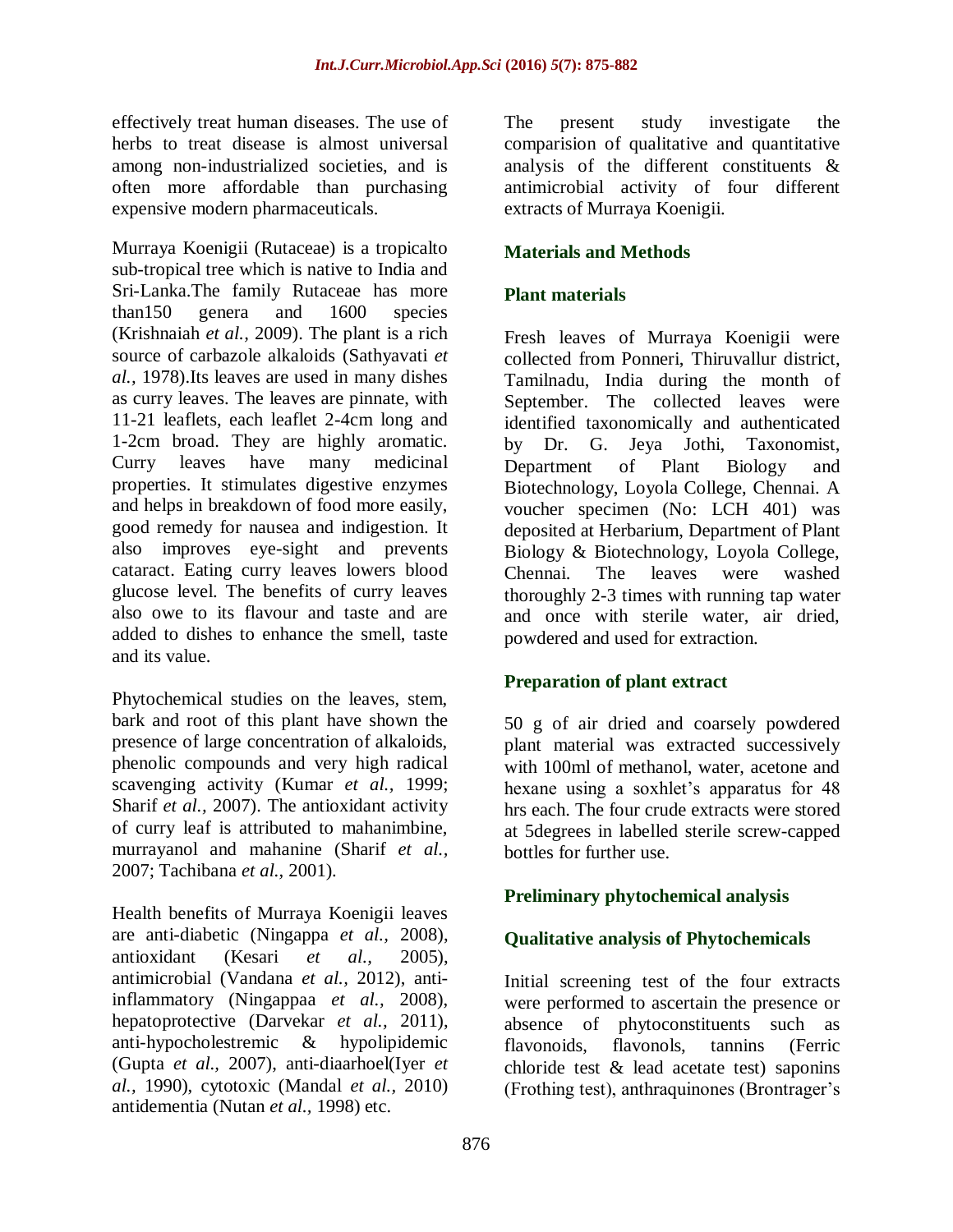effectively treat human diseases. The use of herbs to treat disease is almost universal among non-industrialized societies, and is often more affordable than purchasing expensive modern pharmaceuticals.

Murraya Koenigii (Rutaceae) is a tropicalto sub-tropical tree which is native to India and Sri-Lanka.The family Rutaceae has more than150 genera and 1600 species (Krishnaiah *et al.,* 2009). The plant is a rich source of carbazole alkaloids (Sathyavati *et al.,* 1978).Its leaves are used in many dishes as curry leaves. The leaves are pinnate, with 11-21 leaflets, each leaflet 2-4cm long and 1-2cm broad. They are highly aromatic. Curry leaves have many medicinal properties. It stimulates digestive enzymes and helps in breakdown of food more easily, good remedy for nausea and indigestion. It also improves eye-sight and prevents cataract. Eating curry leaves lowers blood glucose level. The benefits of curry leaves also owe to its flavour and taste and are added to dishes to enhance the smell, taste and its value.

Phytochemical studies on the leaves, stem, bark and root of this plant have shown the presence of large concentration of alkaloids, phenolic compounds and very high radical scavenging activity (Kumar *et al.,* 1999; Sharif *et al.,* 2007). The antioxidant activity of curry leaf is attributed to mahanimbine, murrayanol and mahanine (Sharif *et al.,* 2007; Tachibana *et al.,* 2001).

Health benefits of Murraya Koenigii leaves are anti-diabetic (Ningappa *et al.,* 2008), antioxidant (Kesari *et al.,* 2005), antimicrobial (Vandana *et al.,* 2012), anti-inflammatory (Ningappaa *et al.,* 2008), hepatoprotective (Darvekar *et al.,* 2011), anti-hypocholestremic & hypolipidemic (Gupta *et al.,* 2007), anti-diaarhoel(Iyer *et al.,* 1990), cytotoxic (Mandal *et al.,* 2010) antidementia (Nutan *et al.,* 1998) etc.

The present study investigate the comparision of qualitative and quantitative analysis of the different constituents & antimicrobial activity of four different extracts of Murraya Koenigii.

## Materials and Methods

### Plant materials

Fresh leaves of Murraya Koenigii were collected from Ponneri, Thiruvallur district, Tamilnadu, India during the month of September. The collected leaves were identified taxonomically and authenticated by Dr. G. Jeya Jothi, Taxonomist, Department of Plant Biology and Biotechnology, Loyola College, Chennai. A voucher specimen (No: LCH 401) was deposited at Herbarium, Department of Plant Biology & Biotechnology, Loyola College, Chennai. The leaves were washed thoroughly 2-3 times with running tap water and once with sterile water, air dried, powdered and used for extraction.

### Preparation of plant extract

50 g of air dried and coarsely powdered plant material was extracted successively with 100ml of methanol, water, acetone and hexane using a soxhlet's apparatus for 48 hrs each. The four crude extracts were stored at 5degrees in labelled sterile screw-capped bottles for further use.

### Preliminary phytochemical analysis

### Qualitative analysis of Phytochemicals

Initial screening test of the four extracts were performed to ascertain the presence or absence of phytoconstituents such as flavonoids, flavonols, tannins (Ferric chloride test & lead acetate test) saponins (Frothing test), anthraquinones (Brontrager's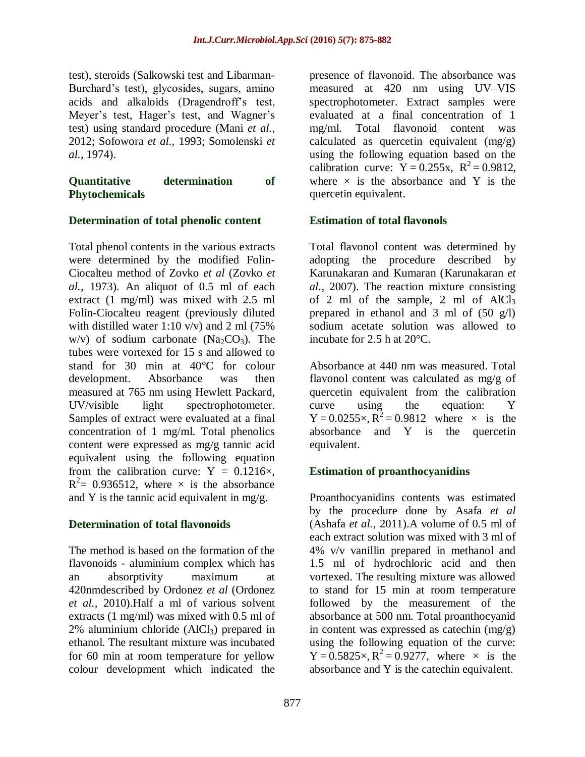test), steroids (Salkowski test and Libarman-Burchard's test), glycosides, sugars, amino acids and alkaloids (Dragendroff's test, Meyer's test, Hager's test, and Wagner's test) using standard procedure (Mani *et al.*, 2012; Sofowora *et al.*, 1993; Somolenski *et al.*, 1974).

### Quantitative determination of Phytochemicals

#### Determination of total phenolic content

Total phenol contents in the various extracts were determined by the modified Folin-Ciocalteu method of Zovko *et al* (Zovko *et al.*, 1973). An aliquot of 0.5 ml of each extract (1 mg/ml) was mixed with 2.5 ml Folin-Ciocalteu reagent (previously diluted with distilled water 1:10 v/v) and 2 ml (75% w/v) of sodium carbonate ($Na_2CO_3$). The tubes were vortexed for 15 s and allowed to stand for 30 min at 40°C for colour development. Absorbance was then measured at 765 nm using Hewlett Packard, UV/visible light spectrophotometer. Samples of extract were evaluated at a final concentration of 1 mg/ml. Total phenolics content were expressed as mg/g tannic acid equivalent using the following equation from the calibration curve: $Y = 0.1216\times$, $R^2 = 0.936512$, where $\times$ is the absorbance and Y is the tannic acid equivalent in mg/g.

#### Determination of total flavonoids

The method is based on the formation of the flavonoids - aluminium complex which has an absorptivity maximum at 420nmdescribed by Ordonez *et al* (Ordonez *et al.*, 2010).Half a ml of various solvent extracts (1 mg/ml) was mixed with 0.5 ml of 2% aluminium chloride ($AlCl_3$) prepared in ethanol. The resultant mixture was incubated for 60 min at room temperature for yellow colour development which indicated the presence of flavonoid. The absorbance was measured at 420 nm using UV–VIS spectrophotometer. Extract samples were evaluated at a final concentration of 1 mg/ml. Total flavonoid content was calculated as quercetin equivalent (mg/g) using the following equation based on the calibration curve: $Y = 0.255x$, $R^2 = 0.9812$, where $\times$ is the absorbance and Y is the quercetin equivalent.

#### Estimation of total flavonols

Total flavonol content was determined by adopting the procedure described by Karunakaran and Kumaran (Karunakaran *et al.*, 2007). The reaction mixture consisting of 2 ml of the sample, 2 ml of $AlCl_3$ prepared in ethanol and 3 ml of (50 g/l) sodium acetate solution was allowed to incubate for 2.5 h at 20°C.

Absorbance at 440 nm was measured. Total flavonol content was calculated as mg/g of quercetin equivalent from the calibration curve using the equation: Y $Y = 0.0255\times$, $R^2 = 0.9812$ where $\times$ is the absorbance and Y is the quercetin equivalent.

#### Estimation of proanthocyanidins

Proanthocyanidins contents was estimated by the procedure done by Asafa *et al* (Ashafa *et al.*, 2011).A volume of 0.5 ml of each extract solution was mixed with 3 ml of 4% v/v vanillin prepared in methanol and 1.5 ml of hydrochloric acid and then vortexed. The resulting mixture was allowed to stand for 15 min at room temperature followed by the measurement of the absorbance at 500 nm. Total proanthocyanid in content was expressed as catechin (mg/g) using the following equation of the curve: $Y = 0.5825\times$, $R^2 = 0.9277$, where $\times$ is the absorbance and Y is the catechin equivalent.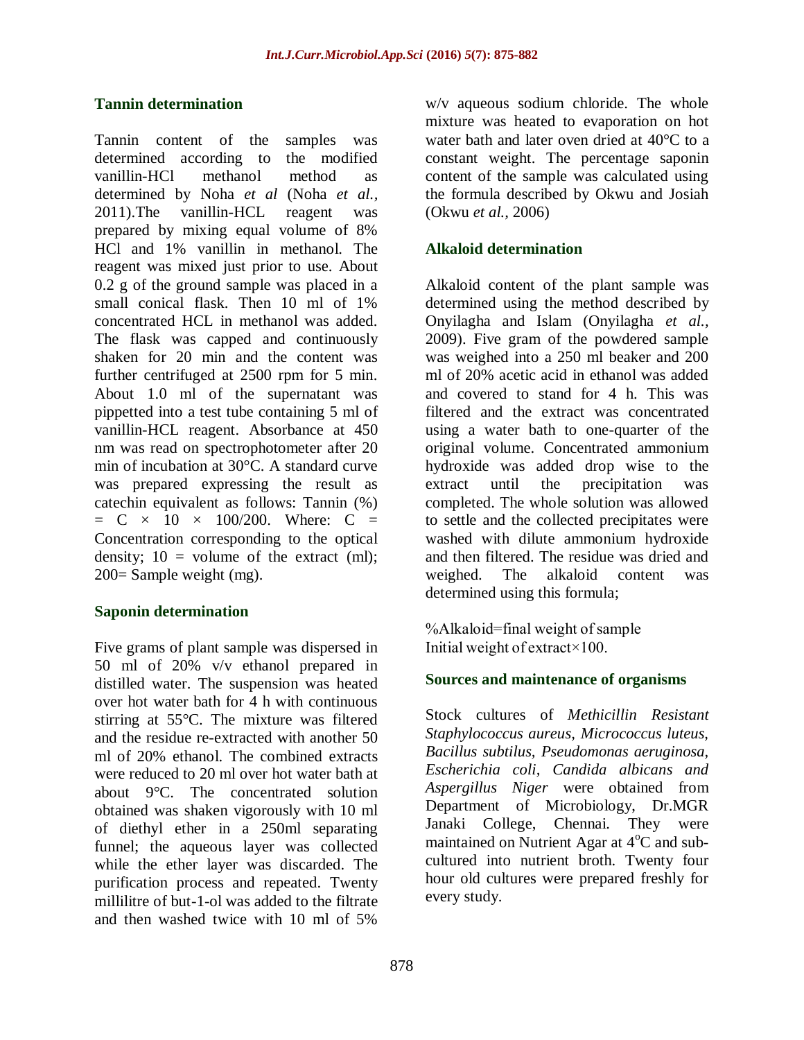### Tannin determination

Tannin content of the samples was determined according to the modified vanillin-HCl methanol method as determined by Noha *et al* (Noha *et al.*, 2011).The vanillin-HCL reagent was prepared by mixing equal volume of 8% HCl and 1% vanillin in methanol. The reagent was mixed just prior to use. About 0.2 g of the ground sample was placed in a small conical flask. Then 10 ml of 1% concentrated HCL in methanol was added. The flask was capped and continuously shaken for 20 min and the content was further centrifuged at 2500 rpm for 5 min. About 1.0 ml of the supernatant was pippetted into a test tube containing 5 ml of vanillin-HCL reagent. Absorbance at 450 nm was read on spectrophotometer after 20 min of incubation at 30°C. A standard curve was prepared expressing the result as catechin equivalent as follows: Tannin (%) = C × 10 × 100/200. Where: C = Concentration corresponding to the optical density; 10 = volume of the extract (ml); 200= Sample weight (mg).

### Saponin determination

Five grams of plant sample was dispersed in 50 ml of 20% v/v ethanol prepared in distilled water. The suspension was heated over hot water bath for 4 h with continuous stirring at 55°C. The mixture was filtered and the residue re-extracted with another 50 ml of 20% ethanol. The combined extracts were reduced to 20 ml over hot water bath at about 9°C. The concentrated solution obtained was shaken vigorously with 10 ml of diethyl ether in a 250ml separating funnel; the aqueous layer was collected while the ether layer was discarded. The purification process and repeated. Twenty millilitre of but-1-ol was added to the filtrate and then washed twice with 10 ml of 5% w/v aqueous sodium chloride. The whole mixture was heated to evaporation on hot water bath and later oven dried at 40°C to a constant weight. The percentage saponin content of the sample was calculated using the formula described by Okwu and Josiah (Okwu *et al.,* 2006)

### Alkaloid determination

Alkaloid content of the plant sample was determined using the method described by Onyilagha and Islam (Onyilagha *et al.*, 2009). Five gram of the powdered sample was weighed into a 250 ml beaker and 200 ml of 20% acetic acid in ethanol was added and covered to stand for 4 h. This was filtered and the extract was concentrated using a water bath to one-quarter of the original volume. Concentrated ammonium hydroxide was added drop wise to the extract until the precipitation was completed. The whole solution was allowed to settle and the collected precipitates were washed with dilute ammonium hydroxide and then filtered. The residue was dried and weighed. The alkaloid content was determined using this formula;

%Alkaloid=final weight of sample
Initial weight of extract×100.

### Sources and maintenance of organisms

Stock cultures of *Methicillin Resistant Staphylococcus aureus, Micrococcus luteus, Bacillus subtilus, Pseudomonas aeruginosa, Escherichia coli, Candida albicans and Aspergillus Niger* were obtained from Department of Microbiology, Dr.MGR Janaki College, Chennai. They were maintained on Nutrient Agar at 4°C and sub-cultured into nutrient broth. Twenty four hour old cultures were prepared freshly for every study.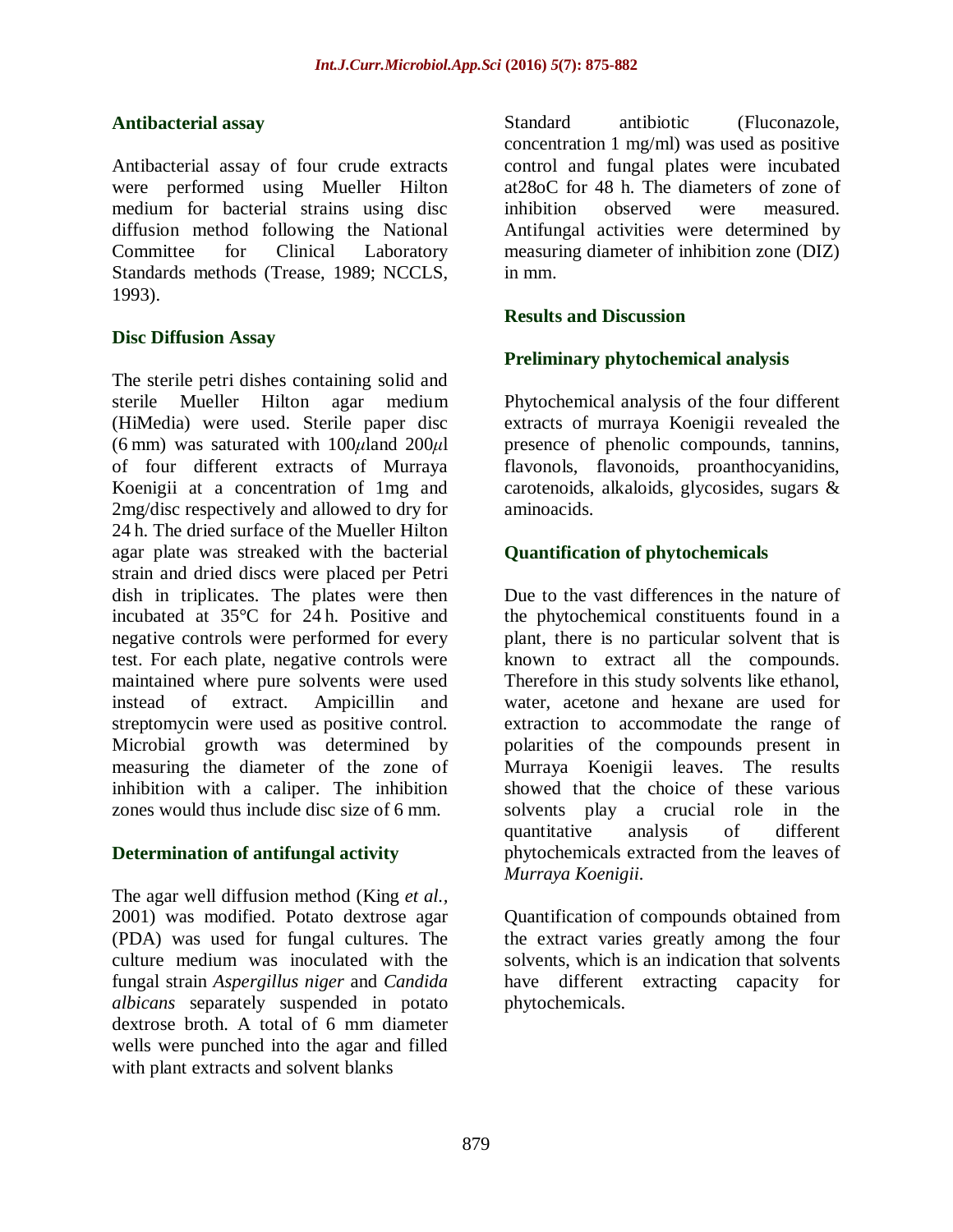### Antibacterial assay

Antibacterial assay of four crude extracts were performed using Mueller Hilton medium for bacterial strains using disc diffusion method following the National Committee for Clinical Laboratory Standards methods (Trease, 1989; NCCLS, 1993).

### Disc Diffusion Assay

The sterile petri dishes containing solid and sterile Mueller Hilton agar medium (HiMedia) were used. Sterile paper disc (6 mm) was saturated with 100$\mu$land 200$\mu$l of four different extracts of Murraya Koenigii at a concentration of 1mg and 2mg/disc respectively and allowed to dry for 24 h. The dried surface of the Mueller Hilton agar plate was streaked with the bacterial strain and dried discs were placed per Petri dish in triplicates. The plates were then incubated at 35°C for 24 h. Positive and negative controls were performed for every test. For each plate, negative controls were maintained where pure solvents were used instead of extract. Ampicillin and streptomycin were used as positive control. Microbial growth was determined by measuring the diameter of the zone of inhibition with a caliper. The inhibition zones would thus include disc size of 6 mm.

### Determination of antifungal activity

The agar well diffusion method (King *et al.*, 2001) was modified. Potato dextrose agar (PDA) was used for fungal cultures. The culture medium was inoculated with the fungal strain *Aspergillus niger* and *Candida albicans* separately suspended in potato dextrose broth. A total of 6 mm diameter wells were punched into the agar and filled with plant extracts and solvent blanks Standard antibiotic (Fluconazole, concentration 1 mg/ml) was used as positive control and fungal plates were incubated at28oC for 48 h. The diameters of zone of inhibition observed were measured. Antifungal activities were determined by measuring diameter of inhibition zone (DIZ) in mm.

## Results and Discussion

### Preliminary phytochemical analysis

Phytochemical analysis of the four different extracts of murraya Koenigii revealed the presence of phenolic compounds, tannins, flavonols, flavonoids, proanthocyanidins, carotenoids, alkaloids, glycosides, sugars & aminoacids.

### Quantification of phytochemicals

Due to the vast differences in the nature of the phytochemical constituents found in a plant, there is no particular solvent that is known to extract all the compounds. Therefore in this study solvents like ethanol, water, acetone and hexane are used for extraction to accommodate the range of polarities of the compounds present in Murraya Koenigii leaves. The results showed that the choice of these various solvents play a crucial role in the quantitative analysis of different phytochemicals extracted from the leaves of *Murraya Koenigii.*

Quantification of compounds obtained from the extract varies greatly among the four solvents, which is an indication that solvents have different extracting capacity for phytochemicals.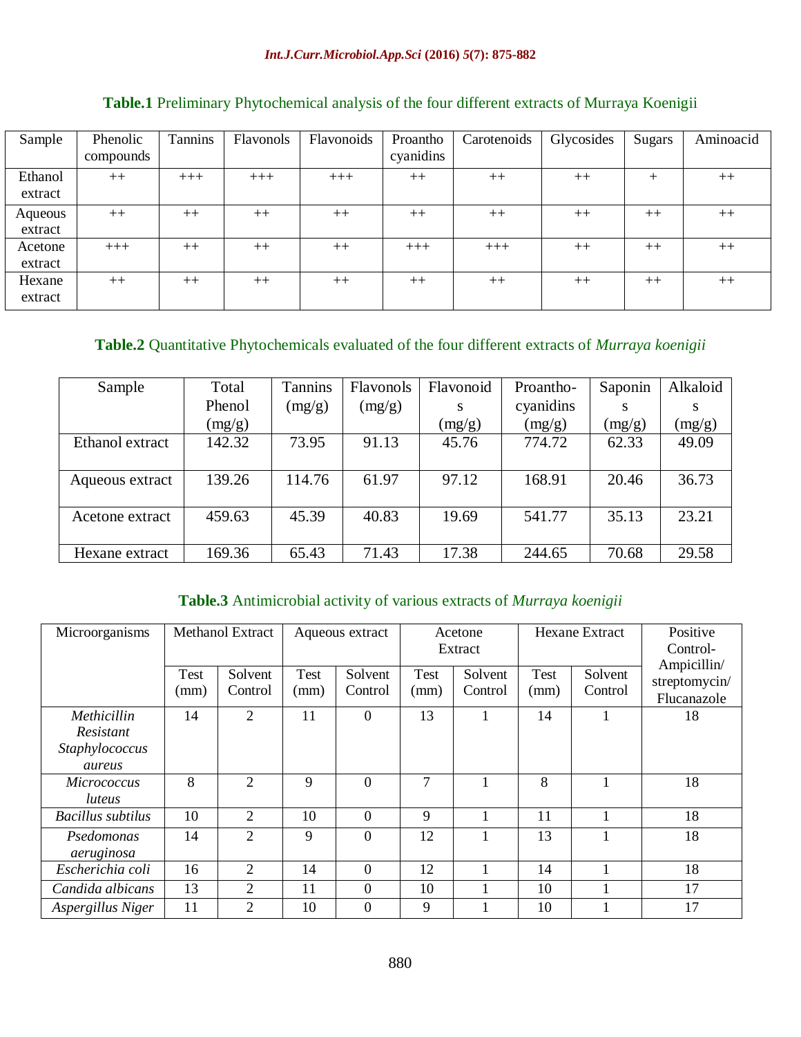**Table.1** Preliminary Phytochemical analysis of the four different extracts of Murraya Koenigii

| Sample | Phenolic compounds | Tannins | Flavonols | Flavonoids | Proantho cyanidins | Carotenoids | Glycosides | Sugars | Aminoacid |
|---|---|---|---|---|---|---|---|---|---|
| Ethanol extract | ++ | +++ | +++ | +++ | ++ | ++ | ++ | + | ++ |
| Aqueous extract | ++ | ++ | ++ | ++ | ++ | ++ | ++ | ++ | ++ |
| Acetone extract | +++ | ++ | ++ | ++ | +++ | +++ | ++ | ++ | ++ |
| Hexane extract | ++ | ++ | ++ | ++ | ++ | ++ | ++ | ++ | ++ |

**Table.2** Quantitative Phytochemicals evaluated of the four different extracts of *Murraya koenigii*

| Sample | Total Phenol (mg/g) | Tannins (mg/g) | Flavonols (mg/g) | Flavonoids (mg/g) | Proantho-cyanidins (mg/g) | Saponins (mg/g) | Alkaloids (mg/g) |
|---|---|---|---|---|---|---|---|
| Ethanol extract | 142.32 | 73.95 | 91.13 | 45.76 | 774.72 | 62.33 | 49.09 |
| Aqueous extract | 139.26 | 114.76 | 61.97 | 97.12 | 168.91 | 20.46 | 36.73 |
| Acetone extract | 459.63 | 45.39 | 40.83 | 19.69 | 541.77 | 35.13 | 23.21 |
| Hexane extract | 169.36 | 65.43 | 71.43 | 17.38 | 244.65 | 70.68 | 29.58 |

**Table.3** Antimicrobial activity of various extracts of *Murraya koenigii*

| Microorganisms | Methanol Extract | | Aqueous extract | | Acetone Extract | | Hexane Extract | | Positive Control-Ampicillin/ streptomycin/ Flucanazole |
|---|---|---|---|---|---|---|---|---|---|
| | Test (mm) | Solvent Control | Test (mm) | Solvent Control | Test (mm) | Solvent Control | Test (mm) | Solvent Control | |
| *Methicillin Resistant Staphylococcus aureus* | 14 | 2 | 11 | 0 | 13 | 1 | 14 | 1 | 18 |
| *Micrococcus luteus* | 8 | 2 | 9 | 0 | 7 | 1 | 8 | 1 | 18 |
| *Bacillus subtilus* | 10 | 2 | 10 | 0 | 9 | 1 | 11 | 1 | 18 |
| *Psedomonas aeruginosa* | 14 | 2 | 9 | 0 | 12 | 1 | 13 | 1 | 18 |
| *Escherichia coli* | 16 | 2 | 14 | 0 | 12 | 1 | 14 | 1 | 18 |
| *Candida albicans* | 13 | 2 | 11 | 0 | 10 | 1 | 10 | 1 | 17 |
| *Aspergillus Niger* | 11 | 2 | 10 | 0 | 9 | 1 | 10 | 1 | 17 |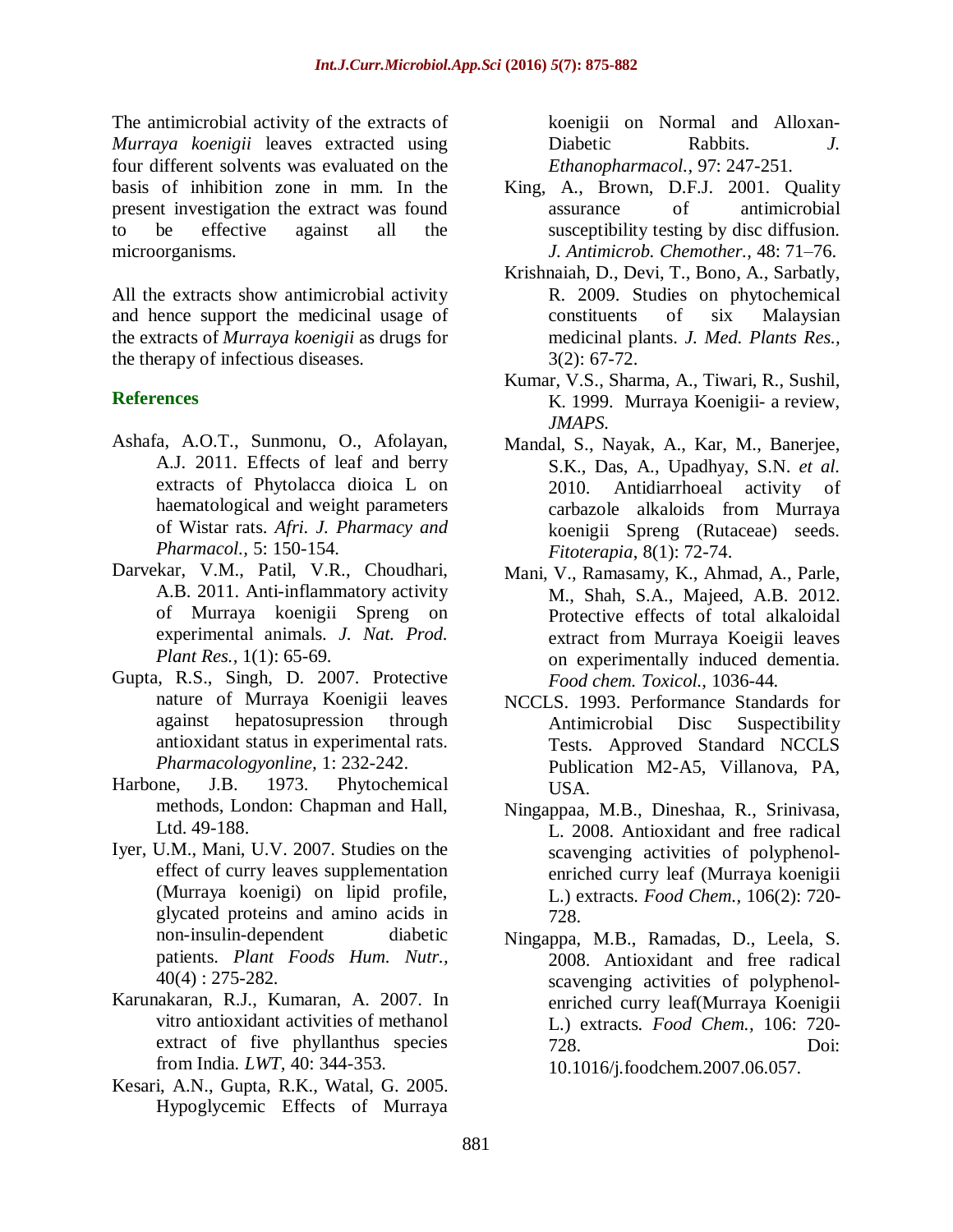The antimicrobial activity of the extracts of *Murraya koenigii* leaves extracted using four different solvents was evaluated on the basis of inhibition zone in mm. In the present investigation the extract was found to be effective against all the microorganisms.

All the extracts show antimicrobial activity and hence support the medicinal usage of the extracts of *Murraya koenigii* as drugs for the therapy of infectious diseases.

## References

Ashafa, A.O.T., Sunmonu, O., Afolayan, A.J. 2011. Effects of leaf and berry extracts of Phytolacca dioica L on haematological and weight parameters of Wistar rats. *Afri. J. Pharmacy and Pharmacol.,* 5: 150-154.

Darvekar, V.M., Patil, V.R., Choudhari, A.B. 2011. Anti-inflammatory activity of Murraya koenigii Spreng on experimental animals. *J. Nat. Prod. Plant Res.*, 1(1): 65-69.

Gupta, R.S., Singh, D. 2007. Protective nature of Murraya Koenigii leaves against hepatosupression through antioxidant status in experimental rats. *Pharmacologyonline*, 1: 232-242.

Harbone, J.B. 1973. Phytochemical methods, London: Chapman and Hall, Ltd. 49-188.

Iyer, U.M., Mani, U.V. 2007. Studies on the effect of curry leaves supplementation (Murraya koenigi) on lipid profile, glycated proteins and amino acids in non-insulin-dependent diabetic patients. *Plant Foods Hum. Nutr.,* 40(4) : 275-282.

Karunakaran, R.J., Kumaran, A. 2007. In vitro antioxidant activities of methanol extract of five phyllanthus species from India. *LWT*, 40: 344-353.

Kesari, A.N., Gupta, R.K., Watal, G. 2005. Hypoglycemic Effects of Murraya koenigii on Normal and Alloxan-Diabetic Rabbits. *J. Ethanopharmacol.,* 97: 247-251.

King, A., Brown, D.F.J. 2001. Quality assurance of antimicrobial susceptibility testing by disc diffusion. *J. Antimicrob. Chemother.,* 48: 71–76.

Krishnaiah, D., Devi, T., Bono, A., Sarbatly, R. 2009. Studies on phytochemical constituents of six Malaysian medicinal plants. *J. Med. Plants Res.,* 3(2): 67-72.

Kumar, V.S., Sharma, A., Tiwari, R., Sushil, K. 1999. Murraya Koenigii- a review, *JMAPS.*

Mandal, S., Nayak, A., Kar, M., Banerjee, S.K., Das, A., Upadhyay, S.N. *et al.* 2010. Antidiarrhoeal activity of carbazole alkaloids from Murraya koenigii Spreng (Rutaceae) seeds. *Fitoterapia*, 8(1): 72-74.

Mani, V., Ramasamy, K., Ahmad, A., Parle, M., Shah, S.A., Majeed, A.B. 2012. Protective effects of total alkaloidal extract from Murraya Koeigii leaves on experimentally induced dementia. *Food chem. Toxicol.,* 1036-44.

NCCLS. 1993. Performance Standards for Antimicrobial Disc Suspectibility Tests. Approved Standard NCCLS Publication M2-A5, Villanova, PA, USA.

Ningappaa, M.B., Dineshaa, R., Srinivasa, L. 2008. Antioxidant and free radical scavenging activities of polyphenol-enriched curry leaf (Murraya koenigii L.) extracts. *Food Chem.,* 106(2): 720-728.

Ningappa, M.B., Ramadas, D., Leela, S. 2008. Antioxidant and free radical scavenging activities of polyphenol-enriched curry leaf(Murraya Koenigii L.) extracts. *Food Chem.,* 106: 720-728. Doi: 10.1016/j.foodchem.2007.06.057.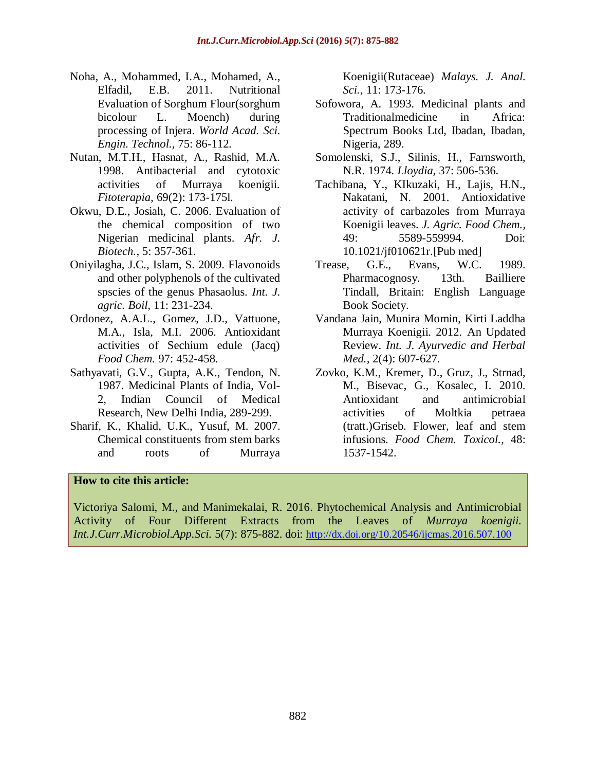Noha, A., Mohammed, I.A., Mohamed, A., Elfadil, E.B. 2011. Nutritional Evaluation of Sorghum Flour(sorghum bicolour L. Moench) during processing of Injera. *World Acad. Sci. Engin. Technol.,* 75: 86-112.

Nutan, M.T.H., Hasnat, A., Rashid, M.A. 1998. Antibacterial and cytotoxic activities of Murraya koenigii. *Fitoterapia,* 69(2): 173-175l.

Okwu, D.E., Josiah, C. 2006. Evaluation of the chemical composition of two Nigerian medicinal plants. *Afr. J. Biotech.,* 5: 357-361.

Oniyilagha, J.C., Islam, S. 2009. Flavonoids and other polyphenols of the cultivated spscies of the genus Phasaolus. *Int. J. agric. Boil,* 11: 231-234.

Ordonez, A.A.L., Gomez, J.D., Vattuone, M.A., Isla, M.I. 2006. Antioxidant activities of Sechium edule (Jacq) *Food Chem.* 97: 452-458.

Sathyavati, G.V., Gupta, A.K., Tendon, N. 1987. Medicinal Plants of India, Vol-2, Indian Council of Medical Research, New Delhi India, 289-299.

Sharif, K., Khalid, U.K., Yusuf, M. 2007. Chemical constituents from stem barks and roots of Murraya Koenigii(Rutaceae) *Malays. J. Anal. Sci.,* 11: 173-176.

Sofowora, A. 1993. Medicinal plants and Traditionalmedicine in Africa: Spectrum Books Ltd, Ibadan, Ibadan, Nigeria, 289.

Somolenski, S.J., Silinis, H., Farnsworth, N.R. 1974. *Lloydia,* 37: 506-536.

Tachibana, Y., KIkuzaki, H., Lajis, H.N., Nakatani, N. 2001. Antioxidative activity of carbazoles from Murraya Koenigii leaves. *J. Agric. Food Chem.,* 49: 5589-559994. Doi: 10.1021/jf010621r.[Pub med]

Trease, G.E., Evans, W.C. 1989. Pharmacognosy. 13th. Bailliere Tindall, Britain: English Language Book Society.

Vandana Jain, Munira Momin, Kirti Laddha Murraya Koenigii. 2012. An Updated Review. *Int. J. Ayurvedic and Herbal Med.,* 2(4): 607-627.

Zovko, K.M., Kremer, D., Gruz, J., Strnad, M., Bisevac, G., Kosalec, I. 2010. Antioxidant and antimicrobial activities of Moltkia petraea (tratt.)Griseb. Flower, leaf and stem infusions. *Food Chem. Toxicol.,* 48: 1537-1542.

**How to cite this article:**

Victoriya Salomi, M., and Manimekalai, R. 2016. Phytochemical Analysis and Antimicrobial Activity of Four Different Extracts from the Leaves of *Murraya koenigii. Int.J.Curr.Microbiol.App.Sci.* 5(7): 875-882. doi: http://dx.doi.org/10.20546/ijcmas.2016.507.100